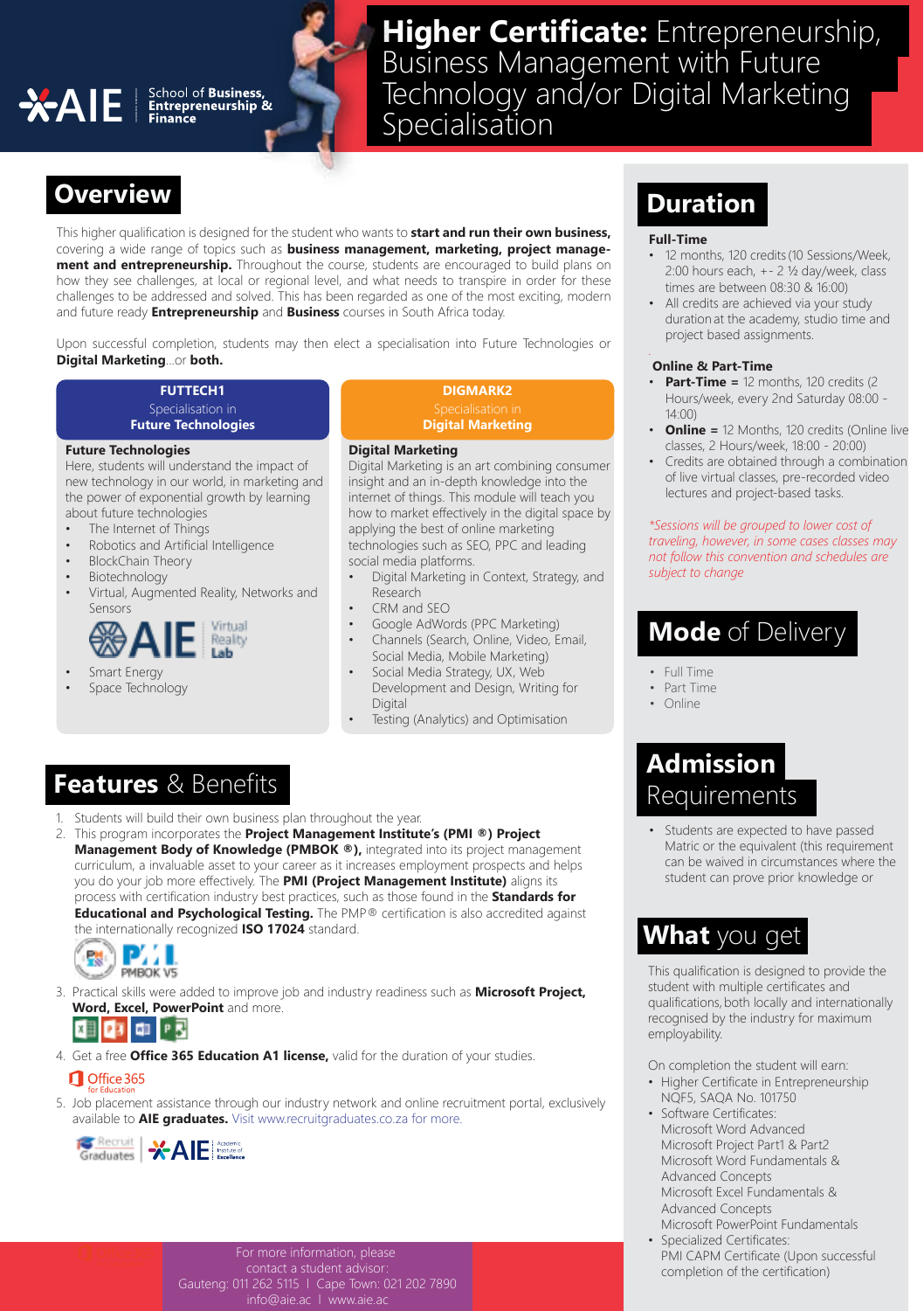AIE | School of Business, Entrepreneurship & Finance

# Higher Certificate: Entrepreneurship, Business Management with Future Technology and/or Digital Marketing Specialisation

## Overview

This higher qualification is designed for the student who wants to **start and run their own business,** covering a wide range of topics such as **business management, marketing, project management and entrepreneurship.** Throughout the course, students are encouraged to build plans on how they see challenges, at local or regional level, and what needs to transpire in order for these challenges to be addressed and solved. This has been regarded as one of the most exciting, modern and future ready **Entrepreneurship** and **Business** courses in South Africa today.

Upon successful completion, students may then elect a specialisation into Future Technologies or **Digital Marketing**...or **both.**

### FUTTECH1
Specialisation in **Future Technologies**

**Future Technologies**
Here, students will understand the impact of new technology in our world, in marketing and the power of exponential growth by learning about future technologies

- The Internet of Things
- Robotics and Artificial Intelligence
- BlockChain Theory
- Biotechnology
- Virtual, Augmented Reality, Networks and Sensors

AIE Virtual Reality Lab

- Smart Energy
- Space Technology

### DIGMARK2
Specialisation in **Digital Marketing**

**Digital Marketing**
Digital Marketing is an art combining consumer insight and an in-depth knowledge into the internet of things. This module will teach you how to market effectively in the digital space by applying the best of online marketing technologies such as SEO, PPC and leading social media platforms.

- Digital Marketing in Context, Strategy, and Research
- CRM and SEO
- Google AdWords (PPC Marketing)
- Channels (Search, Online, Video, Email, Social Media, Mobile Marketing)
- Social Media Strategy, UX, Web Development and Design, Writing for Digital
- Testing (Analytics) and Optimisation

## Features & Benefits

1. Students will build their own business plan throughout the year.
2. This program incorporates the **Project Management Institute's (PMI ®) Project Management Body of Knowledge (PMBOK ®),** integrated into its project management curriculum, a invaluable asset to your career as it increases employment prospects and helps you do your job more effectively. The **PMI (Project Management Institute)** aligns its process with certification industry best practices, such as those found in the **Standards for Educational and Psychological Testing.** The PMP® certification is also accredited against the internationally recognized **ISO 17024** standard.

   PMBOK V5

3. Practical skills were added to improve job and industry readiness such as **Microsoft Project, Word, Excel, PowerPoint** and more.
4. Get a free **Office 365 Education A1 license,** valid for the duration of your studies.

   Office 365 for Education

5. Job placement assistance through our industry network and online recruitment portal, exclusively available to **AIE graduates.** Visit www.recruitgraduates.co.za for more.

   Recruit Graduates | AIE Academic Institute of Excellence

## Duration

**Full-Time**

- 12 months, 120 credits (10 Sessions/Week, 2:00 hours each, +- 2 ½ day/week, class times are between 08:30 & 16:00)
- All credits are achieved via your study duration at the academy, studio time and project based assignments.

**Online & Part-Time**

- **Part-Time =** 12 months, 120 credits (2 Hours/week, every 2nd Saturday 08:00 - 14:00)
- **Online =** 12 Months, 120 credits (Online live classes, 2 Hours/week, 18:00 - 20:00)
- Credits are obtained through a combination of live virtual classes, pre-recorded video lectures and project-based tasks.

*\*Sessions will be grouped to lower cost of traveling, however, in some cases classes may not follow this convention and schedules are subject to change*

## Mode of Delivery

- Full Time
- Part Time
- Online

## Admission Requirements

- Students are expected to have passed Matric or the equivalent (this requirement can be waived in circumstances where the student can prove prior knowledge or

## What you get

This qualification is designed to provide the student with multiple certificates and qualifications, both locally and internationally recognised by the industry for maximum employability.

On completion the student will earn:

- Higher Certificate in Entrepreneurship NQF5, SAQA No. 101750
- Software Certificates:
  Microsoft Word Advanced
  Microsoft Project Part1 & Part2
  Microsoft Word Fundamentals & Advanced Concepts
  Microsoft Excel Fundamentals & Advanced Concepts
  Microsoft PowerPoint Fundamentals
- Specialized Certificates:
  PMI CAPM Certificate (Upon successful completion of the certification)

For more information, please contact a student advisor:
Gauteng: 011 262 5115 | Cape Town: 021 202 7890
info@aie.ac | www.aie.ac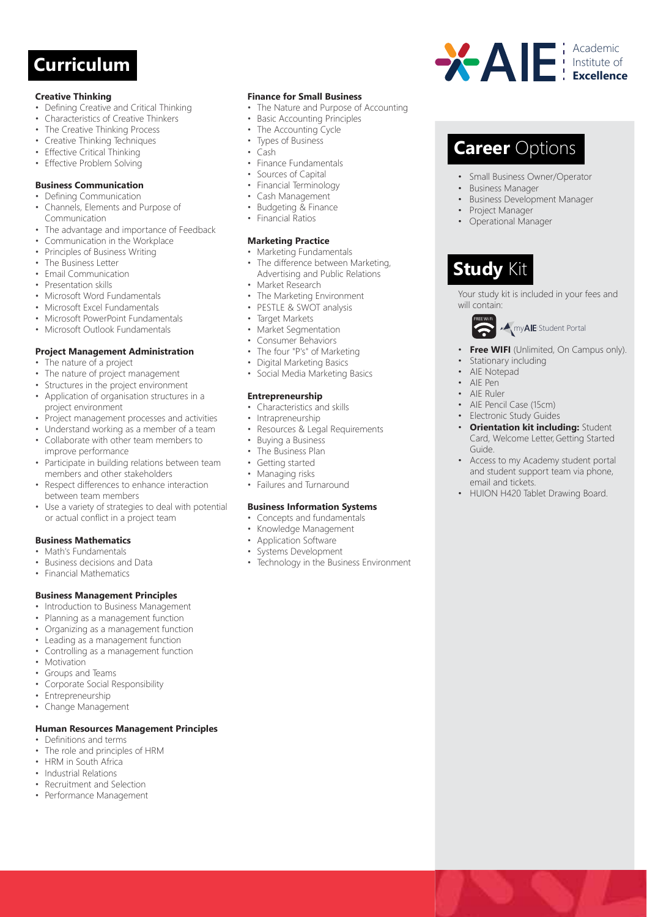# Curriculum

### Creative Thinking

- Defining Creative and Critical Thinking
- Characteristics of Creative Thinkers
- The Creative Thinking Process
- Creative Thinking Techniques
- Effective Critical Thinking
- Effective Problem Solving

### Business Communication

- Defining Communication
- Channels, Elements and Purpose of Communication
- The advantage and importance of Feedback
- Communication in the Workplace
- Principles of Business Writing
- The Business Letter
- Email Communication
- Presentation skills
- Microsoft Word Fundamentals
- Microsoft Excel Fundamentals
- Microsoft PowerPoint Fundamentals
- Microsoft Outlook Fundamentals

### Project Management Administration

- The nature of a project
- The nature of project management
- Structures in the project environment
- Application of organisation structures in a project environment
- Project management processes and activities
- Understand working as a member of a team
- Collaborate with other team members to improve performance
- Participate in building relations between team members and other stakeholders
- Respect differences to enhance interaction between team members
- Use a variety of strategies to deal with potential or actual conflict in a project team

### Business Mathematics

- Math's Fundamentals
- Business decisions and Data
- Financial Mathematics

### Business Management Principles

- Introduction to Business Management
- Planning as a management function
- Organizing as a management function
- Leading as a management function
- Controlling as a management function
- Motivation
- Groups and Teams
- Corporate Social Responsibility
- Entrepreneurship
- Change Management

### Human Resources Management Principles

- Definitions and terms
- The role and principles of HRM
- HRM in South Africa
- Industrial Relations
- Recruitment and Selection
- Performance Management

### Finance for Small Business

- The Nature and Purpose of Accounting
- Basic Accounting Principles
- The Accounting Cycle
- Types of Business
- Cash
- Finance Fundamentals
- Sources of Capital
- Financial Terminology
- Cash Management
- Budgeting & Finance
- Financial Ratios

### Marketing Practice

- Marketing Fundamentals
- The difference between Marketing, Advertising and Public Relations
- Market Research
- The Marketing Environment
- PESTLE & SWOT analysis
- Target Markets
- Market Segmentation
- Consumer Behaviors
- The four "P's" of Marketing
- Digital Marketing Basics
- Social Media Marketing Basics

### Entrepreneurship

- Characteristics and skills
- Intrapreneurship
- Resources & Legal Requirements
- Buying a Business
- The Business Plan
- Getting started
- Managing risks
- Failures and Turnaround

### Business Information Systems

- Concepts and fundamentals
- Knowledge Management
- Application Software
- Systems Development
- Technology in the Business Environment

AIE Academic Institute of **Excellence**

# Career Options

- Small Business Owner/Operator
- Business Manager
- Business Development Manager
- Project Manager
- Operational Manager

# Study Kit

Your study kit is included in your fees and will contain:

FREE WI FI — myAIE Student Portal

- **Free WIFI** (Unlimited, On Campus only).
- Stationary including
- AIE Notepad
- AIE Pen
- AIE Ruler
- AIE Pencil Case (15cm)
- Electronic Study Guides
- **Orientation kit including:** Student Card, Welcome Letter, Getting Started Guide.
- Access to my Academy student portal and student support team via phone, email and tickets.
- HUION H420 Tablet Drawing Board.